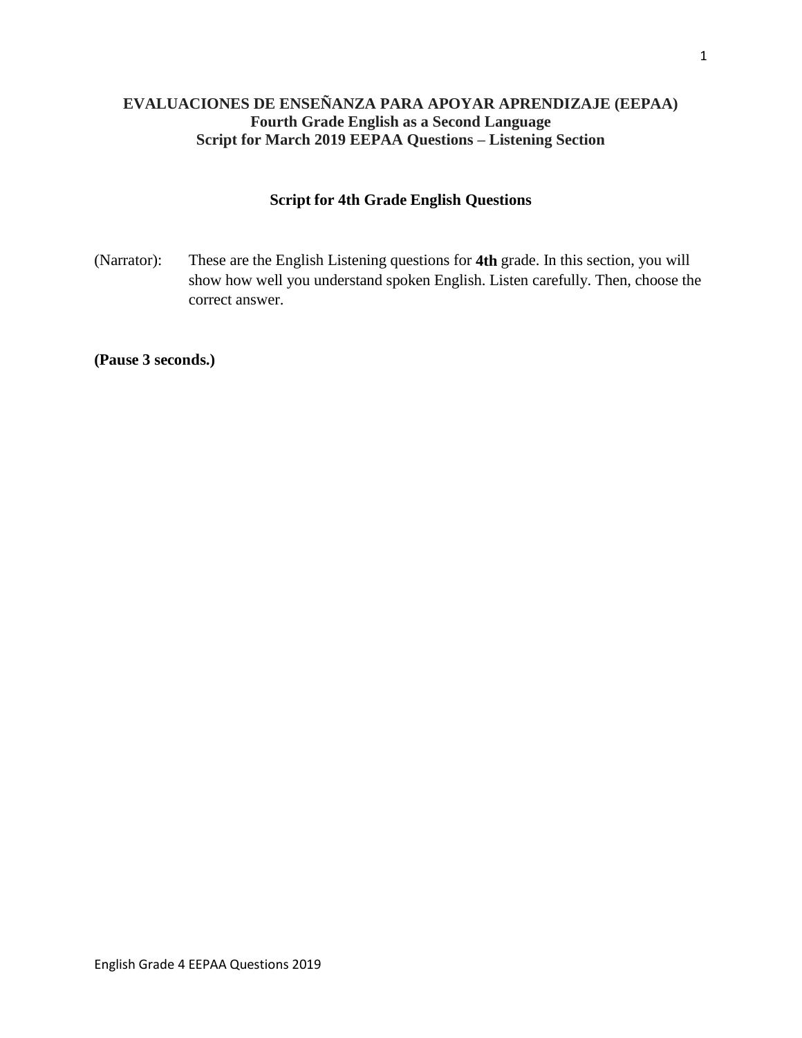# EVALUACIONES DE ENSEÑANZA PARA APOYAR APRENDIZAJE (EEPAA)
## Fourth Grade English as a Second Language
## Script for March 2019 EEPAA Questions – Listening Section

### Script for 4th Grade English Questions

(Narrator): These are the English Listening questions for **4th** grade. In this section, you will show how well you understand spoken English. Listen carefully. Then, choose the correct answer.

**(Pause 3 seconds.)**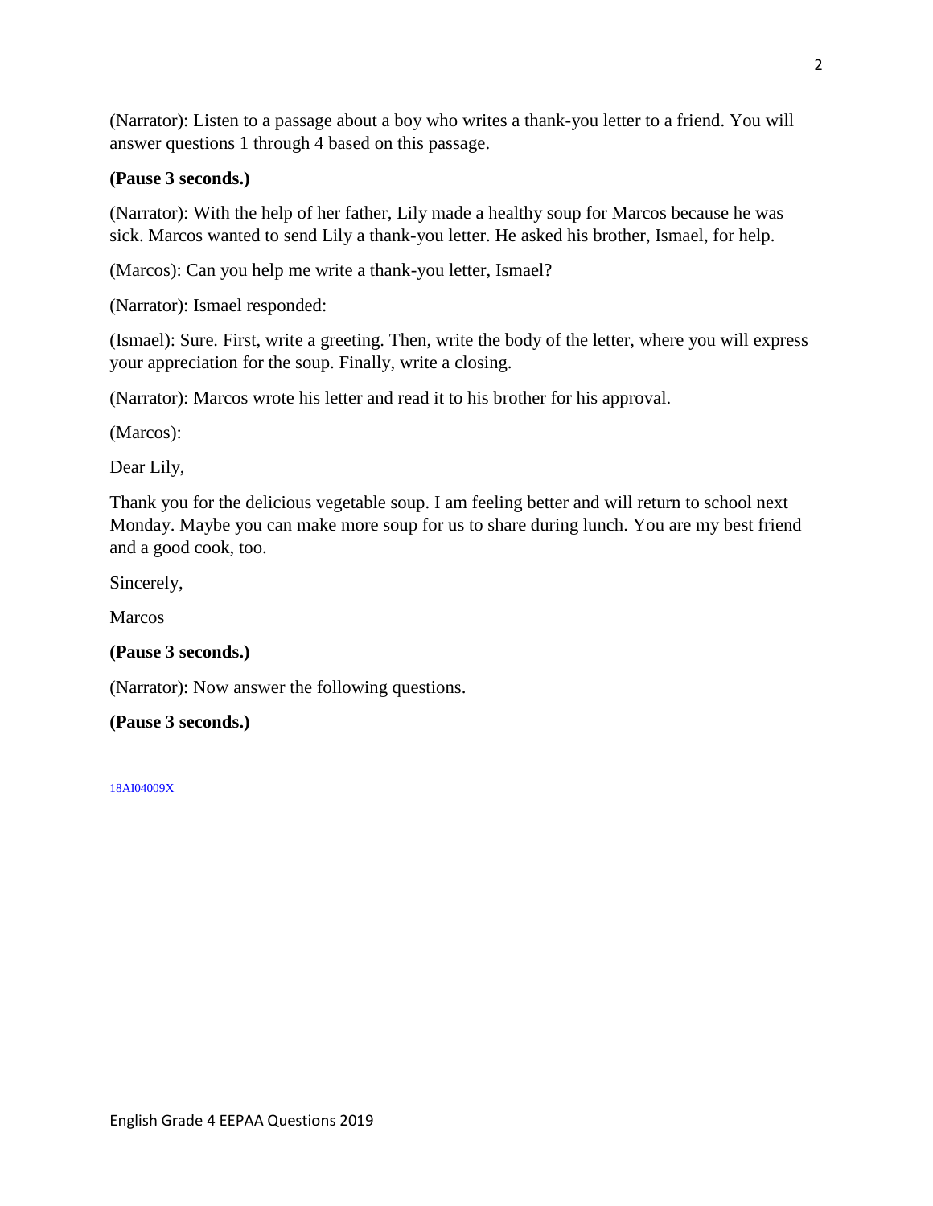(Narrator): Listen to a passage about a boy who writes a thank-you letter to a friend. You will answer questions 1 through 4 based on this passage.

**(Pause 3 seconds.)**

(Narrator): With the help of her father, Lily made a healthy soup for Marcos because he was sick. Marcos wanted to send Lily a thank-you letter. He asked his brother, Ismael, for help.

(Marcos): Can you help me write a thank-you letter, Ismael?

(Narrator): Ismael responded:

(Ismael): Sure. First, write a greeting. Then, write the body of the letter, where you will express your appreciation for the soup. Finally, write a closing.

(Narrator): Marcos wrote his letter and read it to his brother for his approval.

(Marcos):

Dear Lily,

Thank you for the delicious vegetable soup. I am feeling better and will return to school next Monday. Maybe you can make more soup for us to share during lunch. You are my best friend and a good cook, too.

Sincerely,

Marcos

**(Pause 3 seconds.)**

(Narrator): Now answer the following questions.

**(Pause 3 seconds.)**

18AI04009X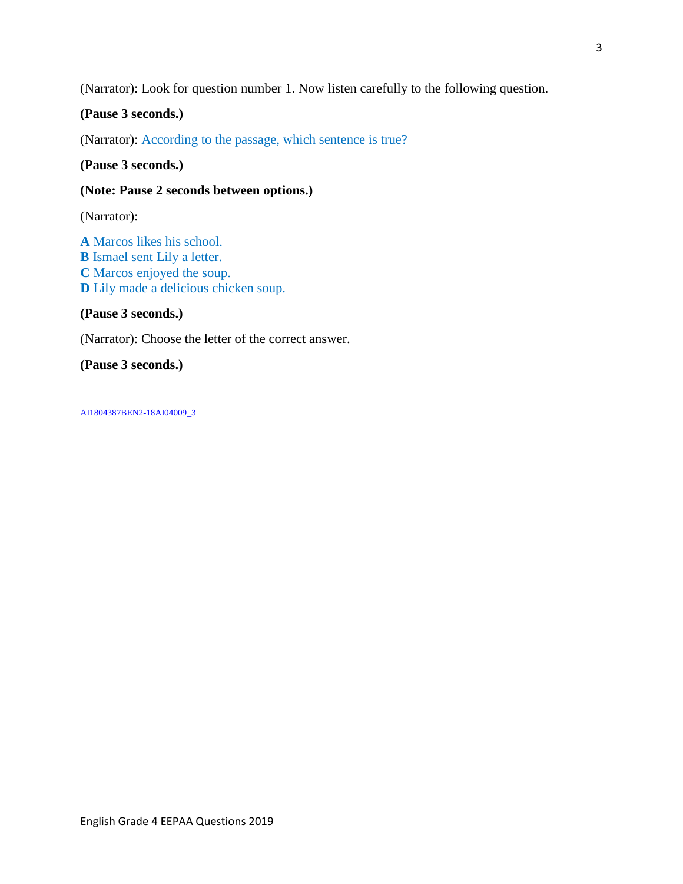(Narrator): Look for question number 1. Now listen carefully to the following question.

**(Pause 3 seconds.)**

(Narrator): According to the passage, which sentence is true?

**(Pause 3 seconds.)**

**(Note: Pause 2 seconds between options.)**

(Narrator):

**A** Marcos likes his school.  
**B** Ismael sent Lily a letter.  
**C** Marcos enjoyed the soup.  
**D** Lily made a delicious chicken soup.

**(Pause 3 seconds.)**

(Narrator): Choose the letter of the correct answer.

**(Pause 3 seconds.)**

AI1804387BEN2-18AI04009_3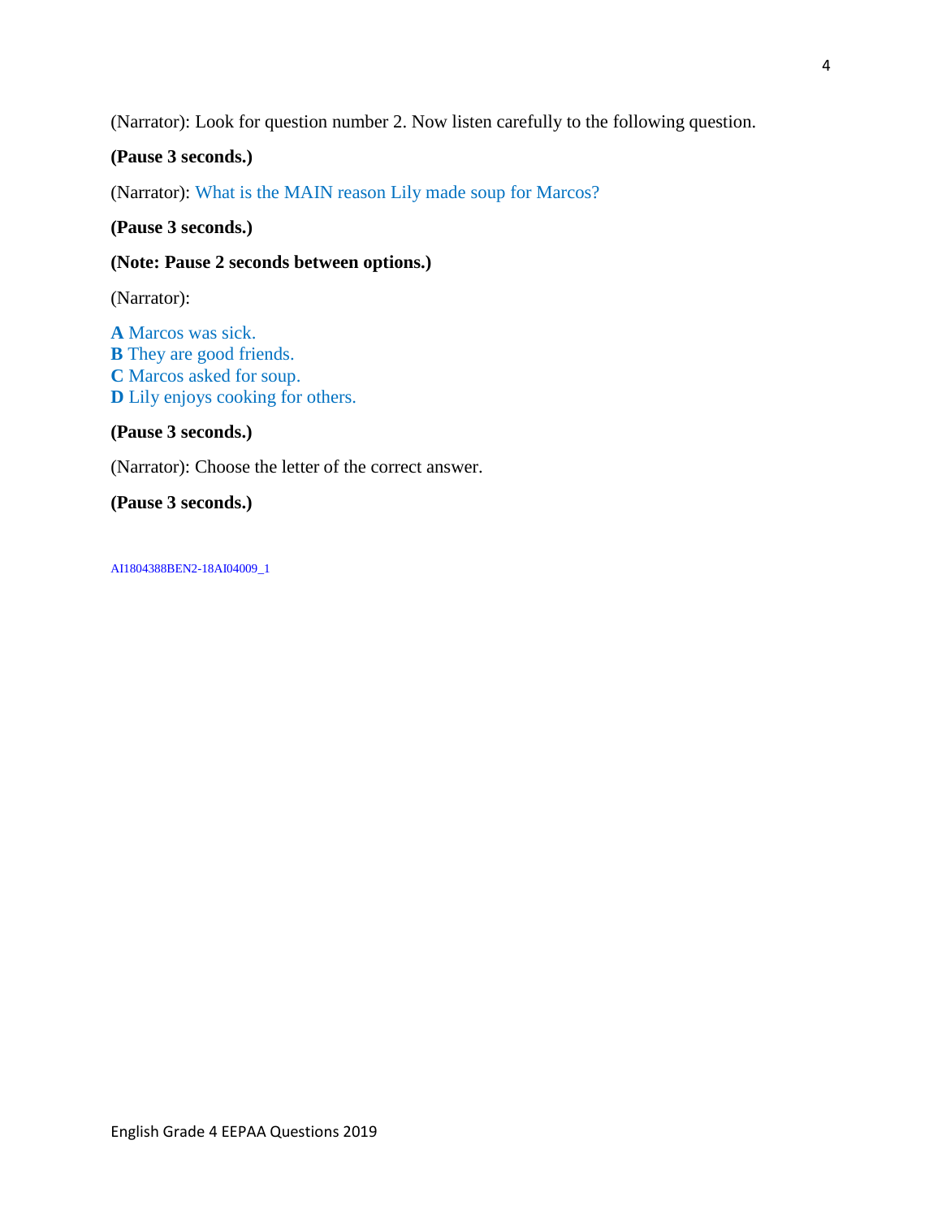(Narrator): Look for question number 2. Now listen carefully to the following question.

**(Pause 3 seconds.)**

(Narrator): What is the MAIN reason Lily made soup for Marcos?

**(Pause 3 seconds.)**

**(Note: Pause 2 seconds between options.)**

(Narrator):

**A** Marcos was sick.
**B** They are good friends.
**C** Marcos asked for soup.
**D** Lily enjoys cooking for others.

**(Pause 3 seconds.)**

(Narrator): Choose the letter of the correct answer.

**(Pause 3 seconds.)**

AI1804388BEN2-18AI04009_1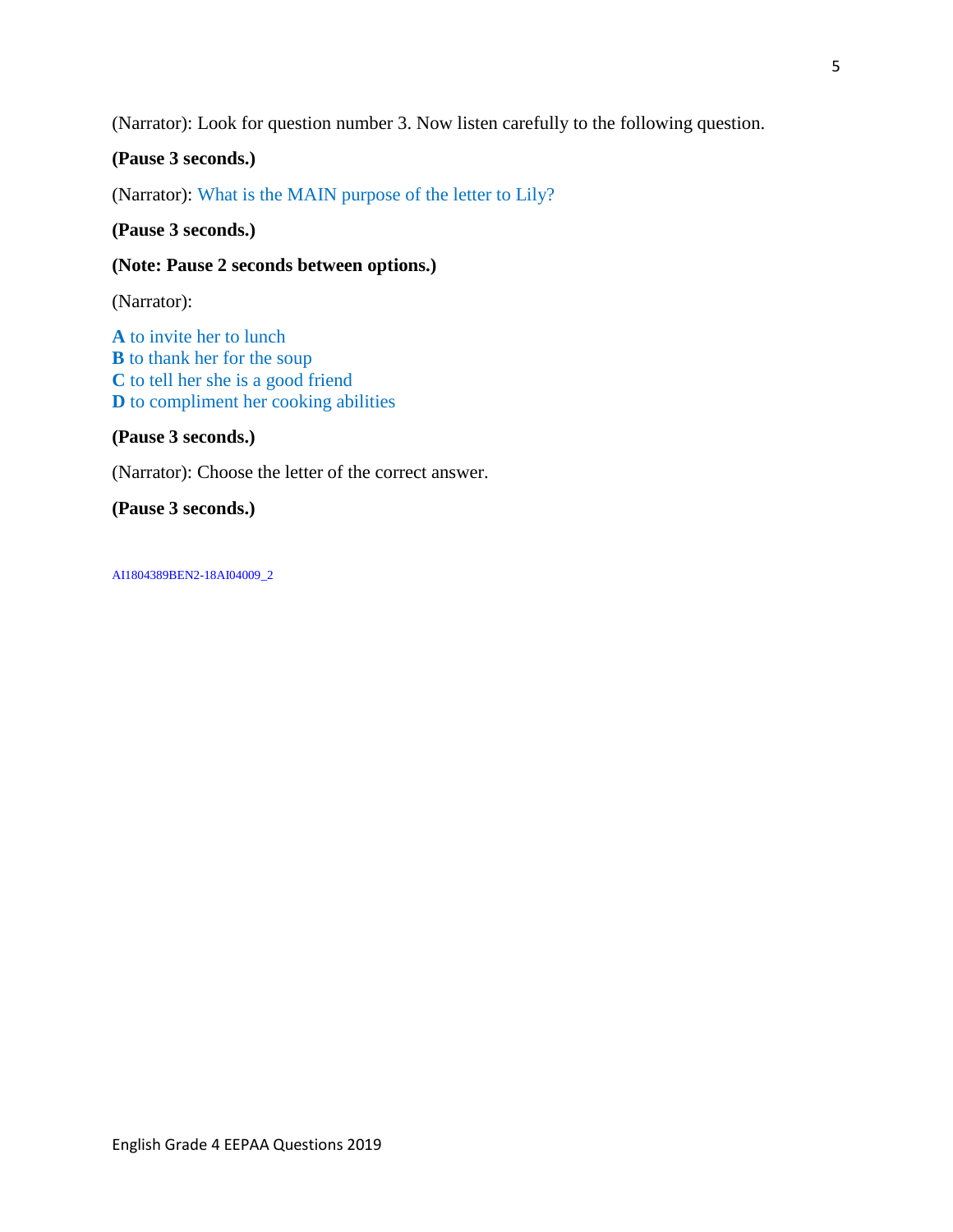(Narrator): Look for question number 3. Now listen carefully to the following question.

**(Pause 3 seconds.)**

(Narrator): What is the MAIN purpose of the letter to Lily?

**(Pause 3 seconds.)**

**(Note: Pause 2 seconds between options.)**

(Narrator):

**A** to invite her to lunch
**B** to thank her for the soup
**C** to tell her she is a good friend
**D** to compliment her cooking abilities

**(Pause 3 seconds.)**

(Narrator): Choose the letter of the correct answer.

**(Pause 3 seconds.)**

AI1804389BEN2-18AI04009_2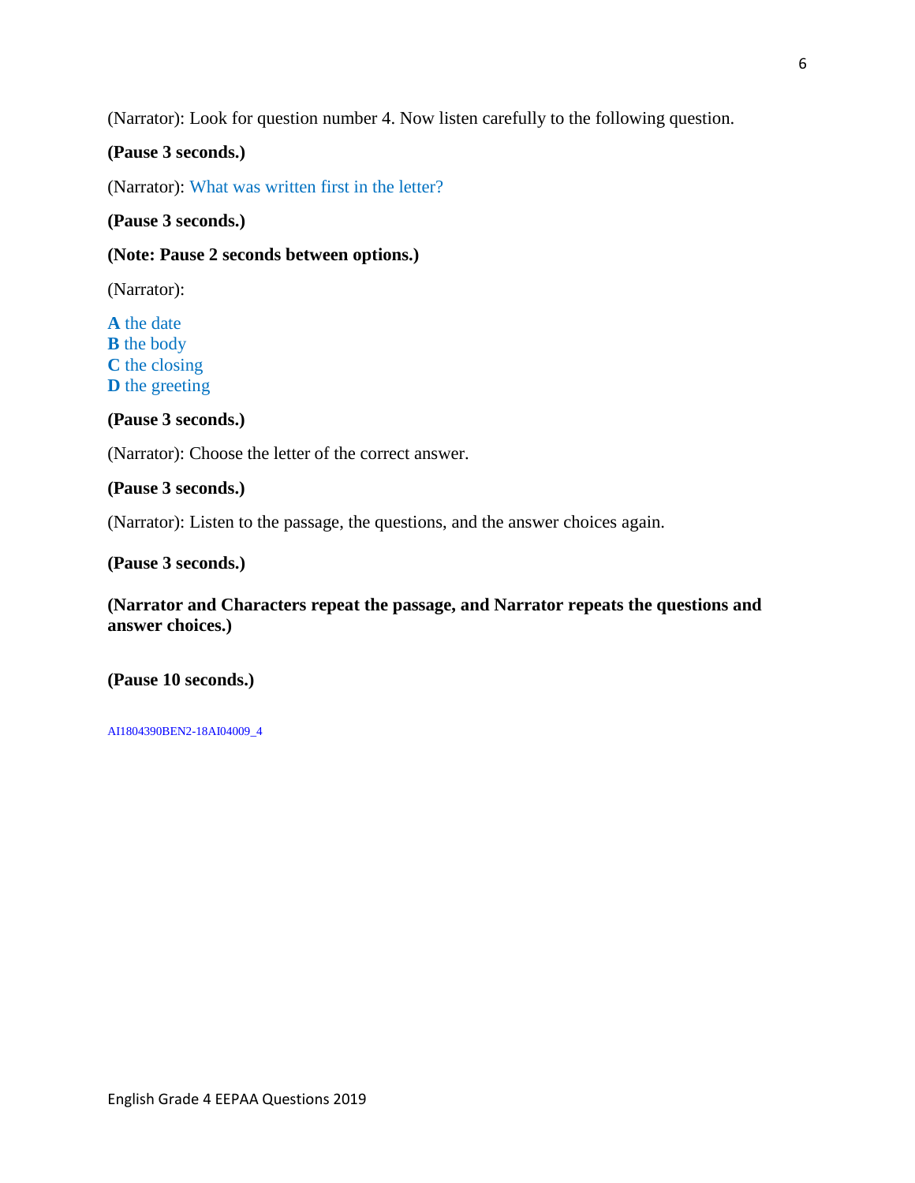(Narrator): Look for question number 4. Now listen carefully to the following question.

**(Pause 3 seconds.)**

(Narrator): What was written first in the letter?

**(Pause 3 seconds.)**

**(Note: Pause 2 seconds between options.)**

(Narrator):

**A** the date
**B** the body
**C** the closing
**D** the greeting

**(Pause 3 seconds.)**

(Narrator): Choose the letter of the correct answer.

**(Pause 3 seconds.)**

(Narrator): Listen to the passage, the questions, and the answer choices again.

**(Pause 3 seconds.)**

**(Narrator and Characters repeat the passage, and Narrator repeats the questions and answer choices.)**

**(Pause 10 seconds.)**

AI1804390BEN2-18AI04009_4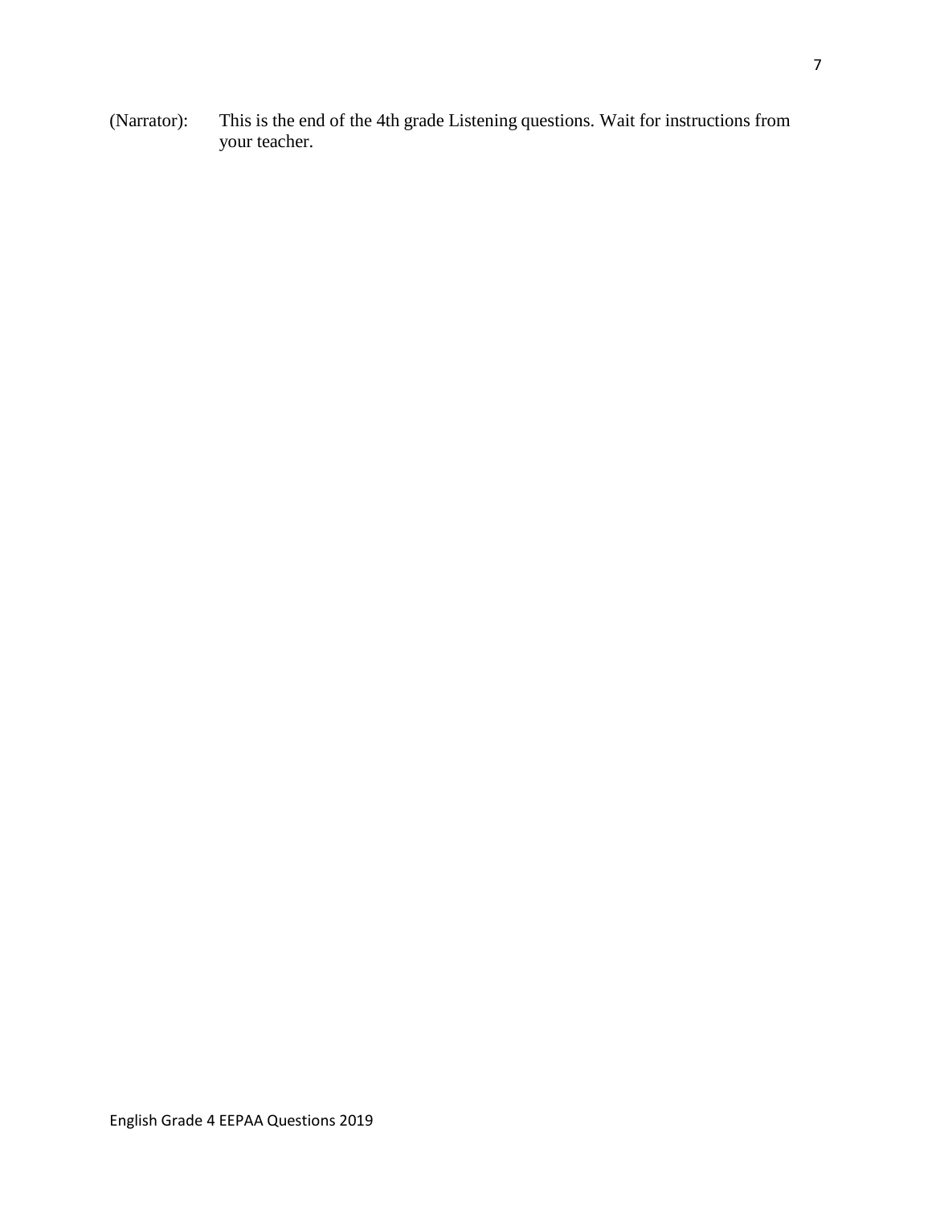(Narrator): This is the end of the 4th grade Listening questions. Wait for instructions from your teacher.